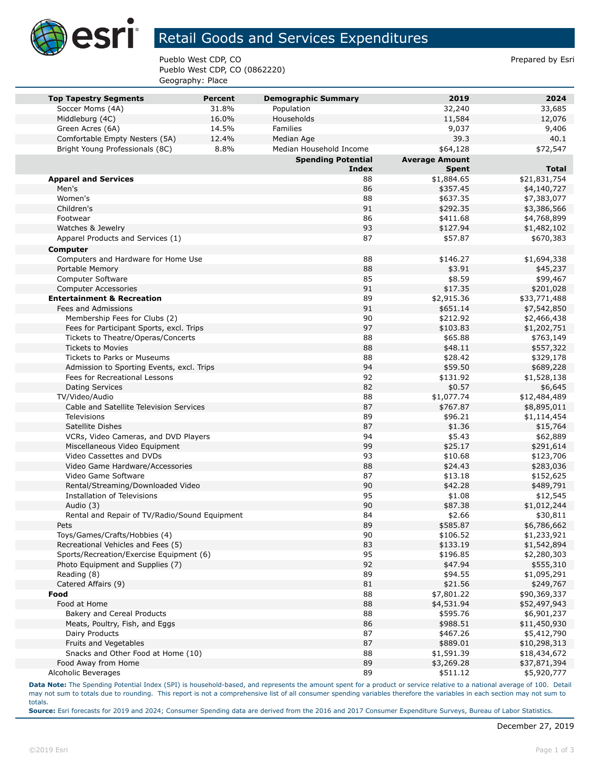# Retail Goods and Services Expenditures

Pueblo West CDP, CO
Pueblo West CDP, CO (0862220)
Geography: Place

Prepared by Esri

| Top Tapestry Segments | Percent | Demographic Summary | 2019 | 2024 |
|---|---|---|---|---|
| Soccer Moms (4A) | 31.8% | Population | 32,240 | 33,685 |
| Middleburg (4C) | 16.0% | Households | 11,584 | 12,076 |
| Green Acres (6A) | 14.5% | Families | 9,037 | 9,406 |
| Comfortable Empty Nesters (5A) | 12.4% | Median Age | 39.3 | 40.1 |
| Bright Young Professionals (8C) | 8.8% | Median Household Income | $64,128 | $72,547 |

| | Spending Potential Index | Average Amount Spent | Total |
|---|---|---|---|
| **Apparel and Services** | 88 | $1,884.65 | $21,831,754 |
| Men's | 86 | $357.45 | $4,140,727 |
| Women's | 88 | $637.35 | $7,383,077 |
| Children's | 91 | $292.35 | $3,386,566 |
| Footwear | 86 | $411.68 | $4,768,899 |
| Watches & Jewelry | 93 | $127.94 | $1,482,102 |
| Apparel Products and Services (1) | 87 | $57.87 | $670,383 |
| **Computer** | | | |
| Computers and Hardware for Home Use | 88 | $146.27 | $1,694,338 |
| Portable Memory | 88 | $3.91 | $45,237 |
| Computer Software | 85 | $8.59 | $99,467 |
| Computer Accessories | 91 | $17.35 | $201,028 |
| **Entertainment & Recreation** | 89 | $2,915.36 | $33,771,488 |
| Fees and Admissions | 91 | $651.14 | $7,542,850 |
| Membership Fees for Clubs (2) | 90 | $212.92 | $2,466,438 |
| Fees for Participant Sports, excl. Trips | 97 | $103.83 | $1,202,751 |
| Tickets to Theatre/Operas/Concerts | 88 | $65.88 | $763,149 |
| Tickets to Movies | 88 | $48.11 | $557,322 |
| Tickets to Parks or Museums | 88 | $28.42 | $329,178 |
| Admission to Sporting Events, excl. Trips | 94 | $59.50 | $689,228 |
| Fees for Recreational Lessons | 92 | $131.92 | $1,528,138 |
| Dating Services | 82 | $0.57 | $6,645 |
| TV/Video/Audio | 88 | $1,077.74 | $12,484,489 |
| Cable and Satellite Television Services | 87 | $767.87 | $8,895,011 |
| Televisions | 89 | $96.21 | $1,114,454 |
| Satellite Dishes | 87 | $1.36 | $15,764 |
| VCRs, Video Cameras, and DVD Players | 94 | $5.43 | $62,889 |
| Miscellaneous Video Equipment | 99 | $25.17 | $291,614 |
| Video Cassettes and DVDs | 93 | $10.68 | $123,706 |
| Video Game Hardware/Accessories | 88 | $24.43 | $283,036 |
| Video Game Software | 87 | $13.18 | $152,625 |
| Rental/Streaming/Downloaded Video | 90 | $42.28 | $489,791 |
| Installation of Televisions | 95 | $1.08 | $12,545 |
| Audio (3) | 90 | $87.38 | $1,012,244 |
| Rental and Repair of TV/Radio/Sound Equipment | 84 | $2.66 | $30,811 |
| Pets | 89 | $585.87 | $6,786,662 |
| Toys/Games/Crafts/Hobbies (4) | 90 | $106.52 | $1,233,921 |
| Recreational Vehicles and Fees (5) | 83 | $133.19 | $1,542,894 |
| Sports/Recreation/Exercise Equipment (6) | 95 | $196.85 | $2,280,303 |
| Photo Equipment and Supplies (7) | 92 | $47.94 | $555,310 |
| Reading (8) | 89 | $94.55 | $1,095,291 |
| Catered Affairs (9) | 81 | $21.56 | $249,767 |
| **Food** | 88 | $7,801.22 | $90,369,337 |
| Food at Home | 88 | $4,531.94 | $52,497,943 |
| Bakery and Cereal Products | 88 | $595.76 | $6,901,237 |
| Meats, Poultry, Fish, and Eggs | 86 | $988.51 | $11,450,930 |
| Dairy Products | 87 | $467.26 | $5,412,790 |
| Fruits and Vegetables | 87 | $889.01 | $10,298,313 |
| Snacks and Other Food at Home (10) | 88 | $1,591.39 | $18,434,672 |
| Food Away from Home | 89 | $3,269.28 | $37,871,394 |
| Alcoholic Beverages | 89 | $511.12 | $5,920,777 |

**Data Note:** The Spending Potential Index (SPI) is household-based, and represents the amount spent for a product or service relative to a national average of 100. Detail may not sum to totals due to rounding. This report is not a comprehensive list of all consumer spending variables therefore the variables in each section may not sum to totals.

**Source:** Esri forecasts for 2019 and 2024; Consumer Spending data are derived from the 2016 and 2017 Consumer Expenditure Surveys, Bureau of Labor Statistics.

December 27, 2019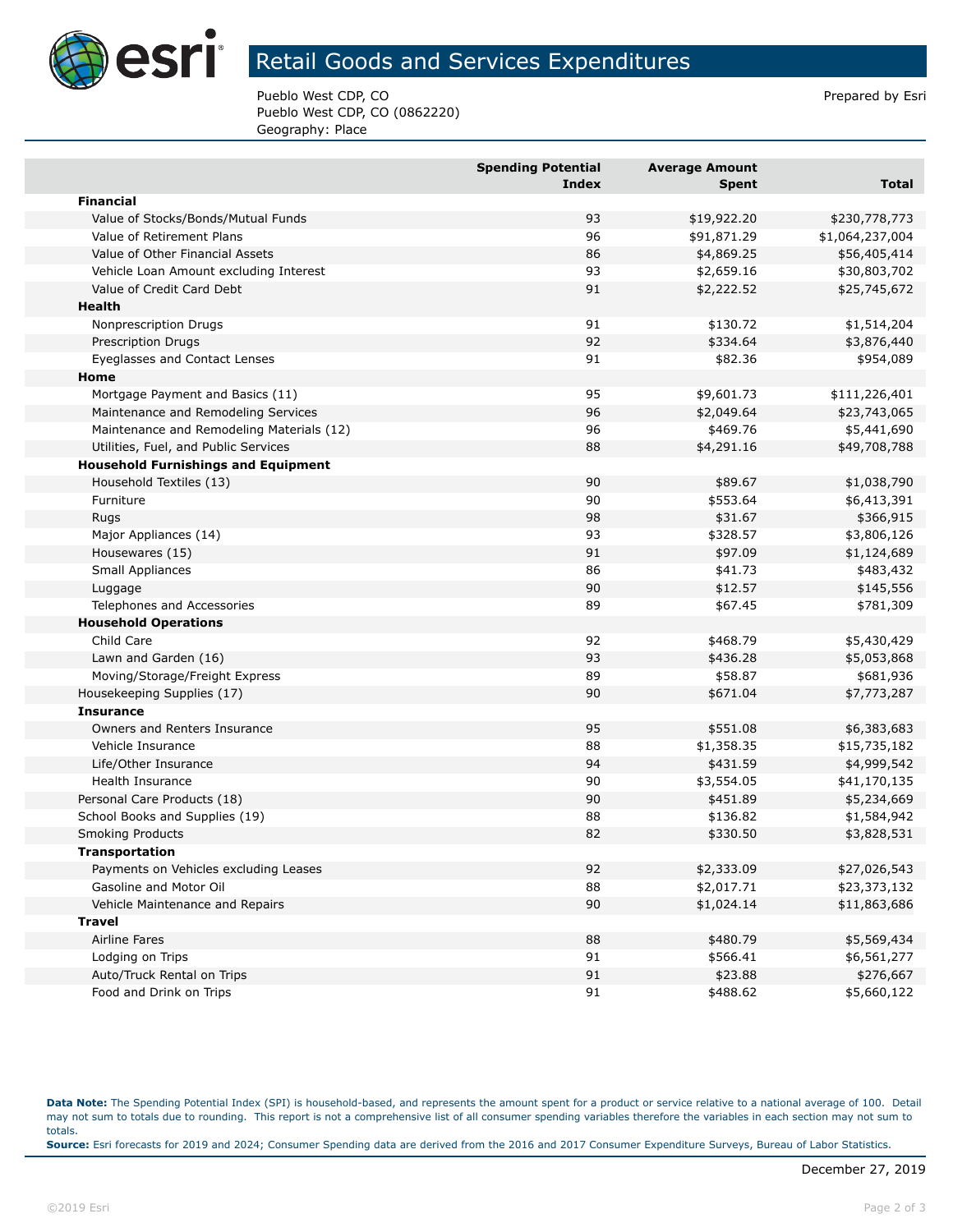# Retail Goods and Services Expenditures

Pueblo West CDP, CO
Pueblo West CDP, CO (0862220)
Geography: Place

Prepared by Esri

| | Spending Potential Index | Average Amount Spent | Total |
|---|---|---|---|
| **Financial** | | | |
| Value of Stocks/Bonds/Mutual Funds | 93 | $19,922.20 | $230,778,773 |
| Value of Retirement Plans | 96 | $91,871.29 | $1,064,237,004 |
| Value of Other Financial Assets | 86 | $4,869.25 | $56,405,414 |
| Vehicle Loan Amount excluding Interest | 93 | $2,659.16 | $30,803,702 |
| Value of Credit Card Debt | 91 | $2,222.52 | $25,745,672 |
| **Health** | | | |
| Nonprescription Drugs | 91 | $130.72 | $1,514,204 |
| Prescription Drugs | 92 | $334.64 | $3,876,440 |
| Eyeglasses and Contact Lenses | 91 | $82.36 | $954,089 |
| **Home** | | | |
| Mortgage Payment and Basics (11) | 95 | $9,601.73 | $111,226,401 |
| Maintenance and Remodeling Services | 96 | $2,049.64 | $23,743,065 |
| Maintenance and Remodeling Materials (12) | 96 | $469.76 | $5,441,690 |
| Utilities, Fuel, and Public Services | 88 | $4,291.16 | $49,708,788 |
| **Household Furnishings and Equipment** | | | |
| Household Textiles (13) | 90 | $89.67 | $1,038,790 |
| Furniture | 90 | $553.64 | $6,413,391 |
| Rugs | 98 | $31.67 | $366,915 |
| Major Appliances (14) | 93 | $328.57 | $3,806,126 |
| Housewares (15) | 91 | $97.09 | $1,124,689 |
| Small Appliances | 86 | $41.73 | $483,432 |
| Luggage | 90 | $12.57 | $145,556 |
| Telephones and Accessories | 89 | $67.45 | $781,309 |
| **Household Operations** | | | |
| Child Care | 92 | $468.79 | $5,430,429 |
| Lawn and Garden (16) | 93 | $436.28 | $5,053,868 |
| Moving/Storage/Freight Express | 89 | $58.87 | $681,936 |
| Housekeeping Supplies (17) | 90 | $671.04 | $7,773,287 |
| **Insurance** | | | |
| Owners and Renters Insurance | 95 | $551.08 | $6,383,683 |
| Vehicle Insurance | 88 | $1,358.35 | $15,735,182 |
| Life/Other Insurance | 94 | $431.59 | $4,999,542 |
| Health Insurance | 90 | $3,554.05 | $41,170,135 |
| Personal Care Products (18) | 90 | $451.89 | $5,234,669 |
| School Books and Supplies (19) | 88 | $136.82 | $1,584,942 |
| Smoking Products | 82 | $330.50 | $3,828,531 |
| **Transportation** | | | |
| Payments on Vehicles excluding Leases | 92 | $2,333.09 | $27,026,543 |
| Gasoline and Motor Oil | 88 | $2,017.71 | $23,373,132 |
| Vehicle Maintenance and Repairs | 90 | $1,024.14 | $11,863,686 |
| **Travel** | | | |
| Airline Fares | 88 | $480.79 | $5,569,434 |
| Lodging on Trips | 91 | $566.41 | $6,561,277 |
| Auto/Truck Rental on Trips | 91 | $23.88 | $276,667 |
| Food and Drink on Trips | 91 | $488.62 | $5,660,122 |

**Data Note:** The Spending Potential Index (SPI) is household-based, and represents the amount spent for a product or service relative to a national average of 100. Detail may not sum to totals due to rounding. This report is not a comprehensive list of all consumer spending variables therefore the variables in each section may not sum to totals.
**Source:** Esri forecasts for 2019 and 2024; Consumer Spending data are derived from the 2016 and 2017 Consumer Expenditure Surveys, Bureau of Labor Statistics.

December 27, 2019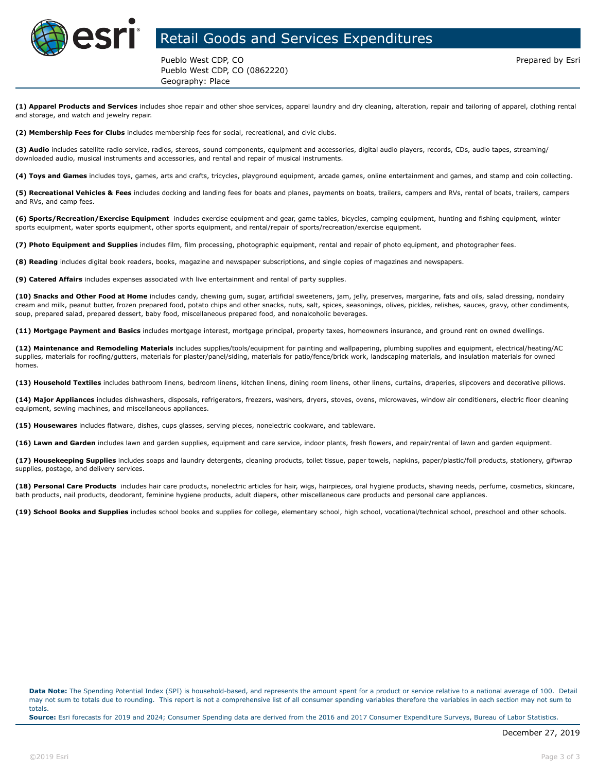# Retail Goods and Services Expenditures

Pueblo West CDP, CO
Pueblo West CDP, CO (0862220)
Geography: Place

Prepared by Esri

**(1) Apparel Products and Services** includes shoe repair and other shoe services, apparel laundry and dry cleaning, alteration, repair and tailoring of apparel, clothing rental and storage, and watch and jewelry repair.

**(2) Membership Fees for Clubs** includes membership fees for social, recreational, and civic clubs.

**(3) Audio** includes satellite radio service, radios, stereos, sound components, equipment and accessories, digital audio players, records, CDs, audio tapes, streaming/ downloaded audio, musical instruments and accessories, and rental and repair of musical instruments.

**(4) Toys and Games** includes toys, games, arts and crafts, tricycles, playground equipment, arcade games, online entertainment and games, and stamp and coin collecting.

**(5) Recreational Vehicles & Fees** includes docking and landing fees for boats and planes, payments on boats, trailers, campers and RVs, rental of boats, trailers, campers and RVs, and camp fees.

**(6) Sports/Recreation/Exercise Equipment** includes exercise equipment and gear, game tables, bicycles, camping equipment, hunting and fishing equipment, winter sports equipment, water sports equipment, other sports equipment, and rental/repair of sports/recreation/exercise equipment.

**(7) Photo Equipment and Supplies** includes film, film processing, photographic equipment, rental and repair of photo equipment, and photographer fees.

**(8) Reading** includes digital book readers, books, magazine and newspaper subscriptions, and single copies of magazines and newspapers.

**(9) Catered Affairs** includes expenses associated with live entertainment and rental of party supplies.

**(10) Snacks and Other Food at Home** includes candy, chewing gum, sugar, artificial sweeteners, jam, jelly, preserves, margarine, fats and oils, salad dressing, nondairy cream and milk, peanut butter, frozen prepared food, potato chips and other snacks, nuts, salt, spices, seasonings, olives, pickles, relishes, sauces, gravy, other condiments, soup, prepared salad, prepared dessert, baby food, miscellaneous prepared food, and nonalcoholic beverages.

**(11) Mortgage Payment and Basics** includes mortgage interest, mortgage principal, property taxes, homeowners insurance, and ground rent on owned dwellings.

**(12) Maintenance and Remodeling Materials** includes supplies/tools/equipment for painting and wallpapering, plumbing supplies and equipment, electrical/heating/AC supplies, materials for roofing/gutters, materials for plaster/panel/siding, materials for patio/fence/brick work, landscaping materials, and insulation materials for owned homes.

**(13) Household Textiles** includes bathroom linens, bedroom linens, kitchen linens, dining room linens, other linens, curtains, draperies, slipcovers and decorative pillows.

**(14) Major Appliances** includes dishwashers, disposals, refrigerators, freezers, washers, dryers, stoves, ovens, microwaves, window air conditioners, electric floor cleaning equipment, sewing machines, and miscellaneous appliances.

**(15) Housewares** includes flatware, dishes, cups glasses, serving pieces, nonelectric cookware, and tableware.

**(16) Lawn and Garden** includes lawn and garden supplies, equipment and care service, indoor plants, fresh flowers, and repair/rental of lawn and garden equipment.

**(17) Housekeeping Supplies** includes soaps and laundry detergents, cleaning products, toilet tissue, paper towels, napkins, paper/plastic/foil products, stationery, giftwrap supplies, postage, and delivery services.

**(18) Personal Care Products** includes hair care products, nonelectric articles for hair, wigs, hairpieces, oral hygiene products, shaving needs, perfume, cosmetics, skincare, bath products, nail products, deodorant, feminine hygiene products, adult diapers, other miscellaneous care products and personal care appliances.

**(19) School Books and Supplies** includes school books and supplies for college, elementary school, high school, vocational/technical school, preschool and other schools.

**Data Note:** The Spending Potential Index (SPI) is household-based, and represents the amount spent for a product or service relative to a national average of 100. Detail may not sum to totals due to rounding. This report is not a comprehensive list of all consumer spending variables therefore the variables in each section may not sum to totals.
**Source:** Esri forecasts for 2019 and 2024; Consumer Spending data are derived from the 2016 and 2017 Consumer Expenditure Surveys, Bureau of Labor Statistics.

December 27, 2019